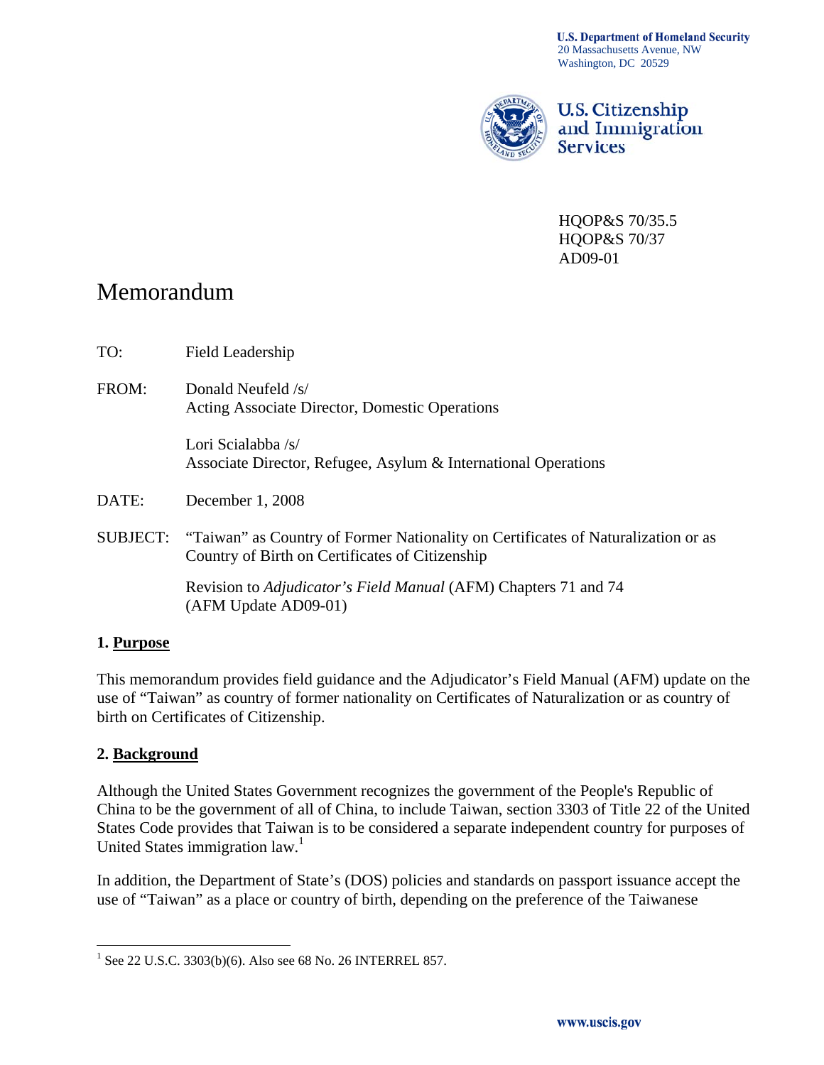U.S. Department of Homeland Security
20 Massachusetts Avenue, NW
Washington, DC 20529

U.S. Citizenship and Immigration Services

HQOP&S 70/35.5
HQOP&S 70/37
AD09-01

# Memorandum

TO: Field Leadership

FROM: Donald Neufeld /s/
Acting Associate Director, Domestic Operations

Lori Scialabba /s/
Associate Director, Refugee, Asylum & International Operations

DATE: December 1, 2008

SUBJECT: "Taiwan" as Country of Former Nationality on Certificates of Naturalization or as Country of Birth on Certificates of Citizenship

Revision to *Adjudicator's Field Manual* (AFM) Chapters 71 and 74 (AFM Update AD09-01)

## 1. Purpose

This memorandum provides field guidance and the Adjudicator's Field Manual (AFM) update on the use of "Taiwan" as country of former nationality on Certificates of Naturalization or as country of birth on Certificates of Citizenship.

## 2. Background

Although the United States Government recognizes the government of the People's Republic of China to be the government of all of China, to include Taiwan, section 3303 of Title 22 of the United States Code provides that Taiwan is to be considered a separate independent country for purposes of United States immigration law.[1]

In addition, the Department of State's (DOS) policies and standards on passport issuance accept the use of "Taiwan" as a place or country of birth, depending on the preference of the Taiwanese

[1] See 22 U.S.C. 3303(b)(6). Also see 68 No. 26 INTERREL 857.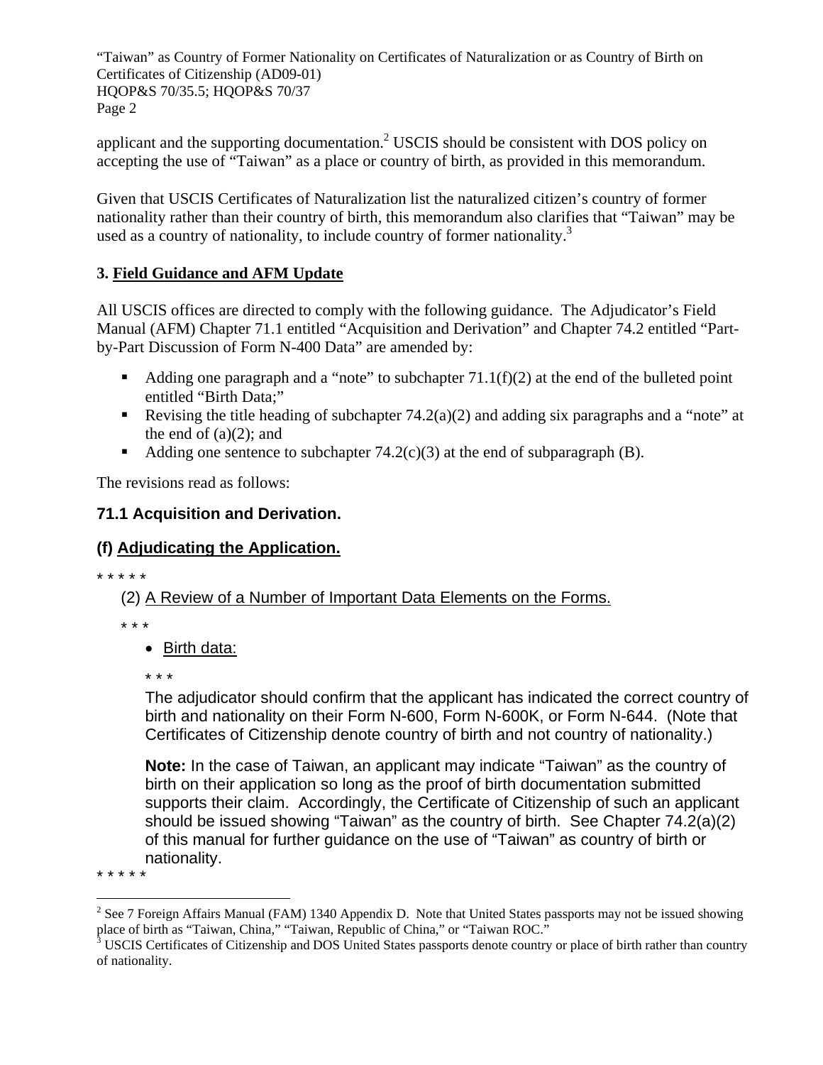applicant and the supporting documentation.[2] USCIS should be consistent with DOS policy on accepting the use of "Taiwan" as a place or country of birth, as provided in this memorandum.

Given that USCIS Certificates of Naturalization list the naturalized citizen's country of former nationality rather than their country of birth, this memorandum also clarifies that "Taiwan" may be used as a country of nationality, to include country of former nationality.[3]

## 3. Field Guidance and AFM Update

All USCIS offices are directed to comply with the following guidance. The Adjudicator's Field Manual (AFM) Chapter 71.1 entitled "Acquisition and Derivation" and Chapter 74.2 entitled "Part-by-Part Discussion of Form N-400 Data" are amended by:

- Adding one paragraph and a "note" to subchapter 71.1(f)(2) at the end of the bulleted point entitled "Birth Data;"
- Revising the title heading of subchapter 74.2(a)(2) and adding six paragraphs and a "note" at the end of (a)(2); and
- Adding one sentence to subchapter 74.2(c)(3) at the end of subparagraph (B).

The revisions read as follows:

### 71.1 Acquisition and Derivation.

### (f) Adjudicating the Application.

* * * * *

(2) A Review of a Number of Important Data Elements on the Forms.

* * *

- Birth data:

  * * *

  The adjudicator should confirm that the applicant has indicated the correct country of birth and nationality on their Form N-600, Form N-600K, or Form N-644. (Note that Certificates of Citizenship denote country of birth and not country of nationality.)

  **Note:** In the case of Taiwan, an applicant may indicate "Taiwan" as the country of birth on their application so long as the proof of birth documentation submitted supports their claim. Accordingly, the Certificate of Citizenship of such an applicant should be issued showing "Taiwan" as the country of birth. See Chapter 74.2(a)(2) of this manual for further guidance on the use of "Taiwan" as country of birth or nationality.

* * * * *

---

[2] See 7 Foreign Affairs Manual (FAM) 1340 Appendix D. Note that United States passports may not be issued showing place of birth as "Taiwan, China," "Taiwan, Republic of China," or "Taiwan ROC."

[3] USCIS Certificates of Citizenship and DOS United States passports denote country or place of birth rather than country of nationality.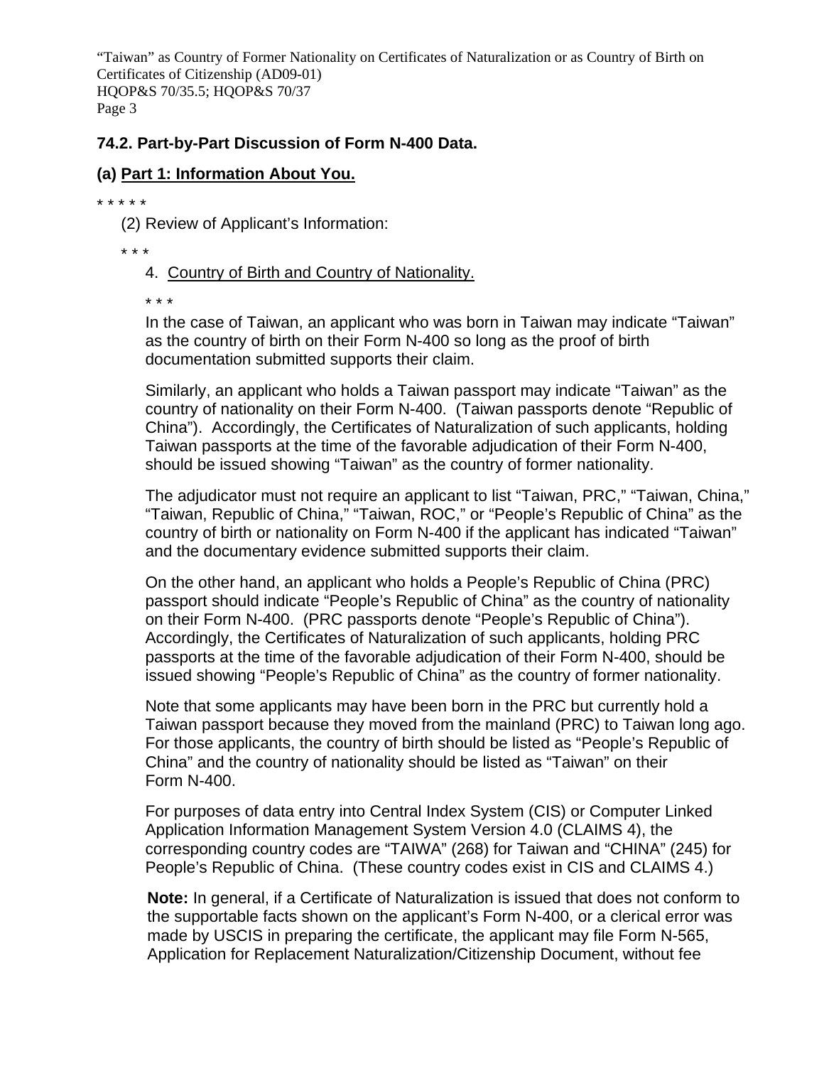**74.2. Part-by-Part Discussion of Form N-400 Data.**

**(a) Part 1: Information About You.**

* * * * *

(2) Review of Applicant's Information:

* * *

4. Country of Birth and Country of Nationality.

* * *

In the case of Taiwan, an applicant who was born in Taiwan may indicate "Taiwan" as the country of birth on their Form N-400 so long as the proof of birth documentation submitted supports their claim.

Similarly, an applicant who holds a Taiwan passport may indicate "Taiwan" as the country of nationality on their Form N-400. (Taiwan passports denote "Republic of China"). Accordingly, the Certificates of Naturalization of such applicants, holding Taiwan passports at the time of the favorable adjudication of their Form N-400, should be issued showing "Taiwan" as the country of former nationality.

The adjudicator must not require an applicant to list "Taiwan, PRC," "Taiwan, China," "Taiwan, Republic of China," "Taiwan, ROC," or "People's Republic of China" as the country of birth or nationality on Form N-400 if the applicant has indicated "Taiwan" and the documentary evidence submitted supports their claim.

On the other hand, an applicant who holds a People's Republic of China (PRC) passport should indicate "People's Republic of China" as the country of nationality on their Form N-400. (PRC passports denote "People's Republic of China"). Accordingly, the Certificates of Naturalization of such applicants, holding PRC passports at the time of the favorable adjudication of their Form N-400, should be issued showing "People's Republic of China" as the country of former nationality.

Note that some applicants may have been born in the PRC but currently hold a Taiwan passport because they moved from the mainland (PRC) to Taiwan long ago. For those applicants, the country of birth should be listed as "People's Republic of China" and the country of nationality should be listed as "Taiwan" on their Form N-400.

For purposes of data entry into Central Index System (CIS) or Computer Linked Application Information Management System Version 4.0 (CLAIMS 4), the corresponding country codes are "TAIWA" (268) for Taiwan and "CHINA" (245) for People's Republic of China. (These country codes exist in CIS and CLAIMS 4.)

**Note:** In general, if a Certificate of Naturalization is issued that does not conform to the supportable facts shown on the applicant's Form N-400, or a clerical error was made by USCIS in preparing the certificate, the applicant may file Form N-565, Application for Replacement Naturalization/Citizenship Document, without fee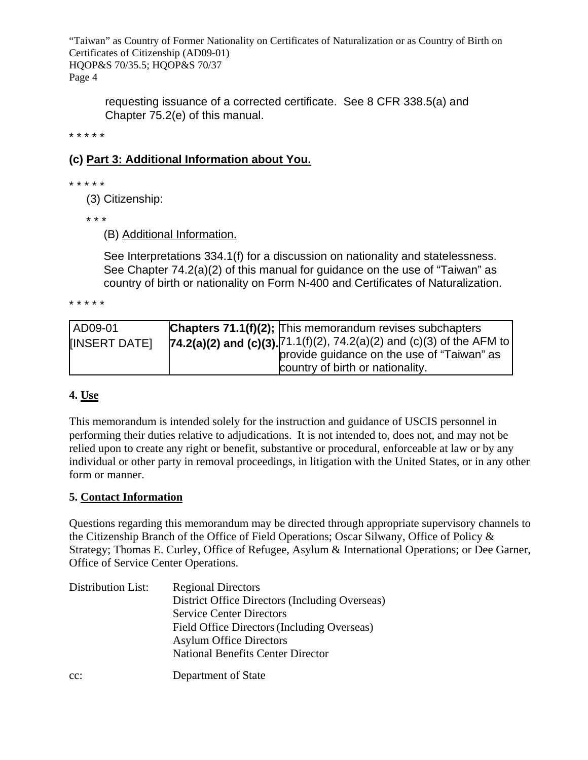requesting issuance of a corrected certificate. See 8 CFR 338.5(a) and Chapter 75.2(e) of this manual.

* * * * *

**(c) Part 3: Additional Information about You.**

* * * * *

(3) Citizenship:

* * *

(B) Additional Information.

See Interpretations 334.1(f) for a discussion on nationality and statelessness. See Chapter 74.2(a)(2) of this manual for guidance on the use of "Taiwan" as country of birth or nationality on Form N-400 and Certificates of Naturalization.

* * * * *

| | | |
|---|---|---|
| AD09-01 [INSERT DATE] | **Chapters 71.1(f)(2); 74.2(a)(2) and (c)(3).** | This memorandum revises subchapters 71.1(f)(2), 74.2(a)(2) and (c)(3) of the AFM to provide guidance on the use of "Taiwan" as country of birth or nationality. |

**4. Use**

This memorandum is intended solely for the instruction and guidance of USCIS personnel in performing their duties relative to adjudications. It is not intended to, does not, and may not be relied upon to create any right or benefit, substantive or procedural, enforceable at law or by any individual or other party in removal proceedings, in litigation with the United States, or in any other form or manner.

**5. Contact Information**

Questions regarding this memorandum may be directed through appropriate supervisory channels to the Citizenship Branch of the Office of Field Operations; Oscar Silwany, Office of Policy & Strategy; Thomas E. Curley, Office of Refugee, Asylum & International Operations; or Dee Garner, Office of Service Center Operations.

Distribution List:
- Regional Directors
- District Office Directors (Including Overseas)
- Service Center Directors
- Field Office Directors (Including Overseas)
- Asylum Office Directors
- National Benefits Center Director

cc: Department of State